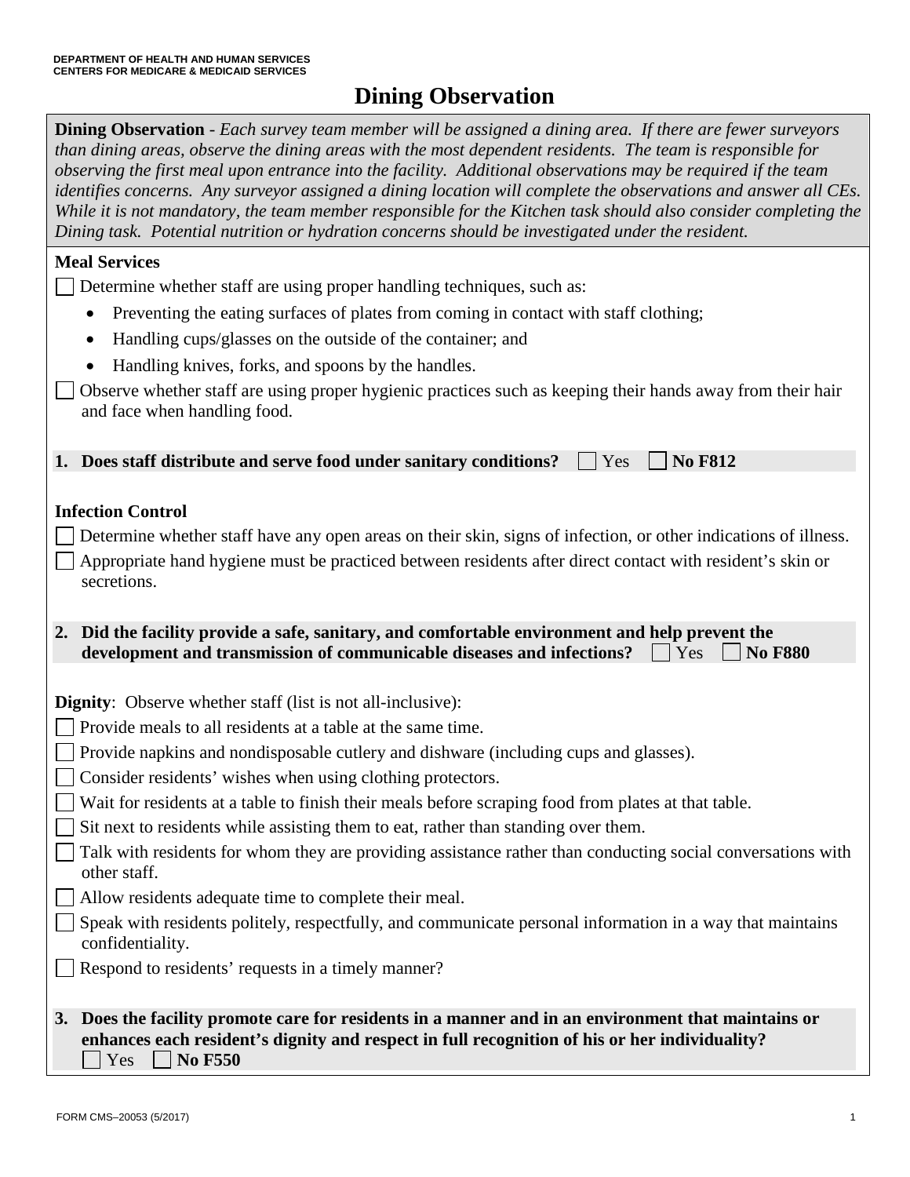DEPARTMENT OF HEALTH AND HUMAN SERVICES
CENTERS FOR MEDICARE & MEDICAID SERVICES

# Dining Observation

**Dining Observation** - *Each survey team member will be assigned a dining area. If there are fewer surveyors than dining areas, observe the dining areas with the most dependent residents. The team is responsible for observing the first meal upon entrance into the facility. Additional observations may be required if the team identifies concerns. Any surveyor assigned a dining location will complete the observations and answer all CEs. While it is not mandatory, the team member responsible for the Kitchen task should also consider completing the Dining task. Potential nutrition or hydration concerns should be investigated under the resident.*

**Meal Services**

- ☐ Determine whether staff are using proper handling techniques, such as:
  - Preventing the eating surfaces of plates from coming in contact with staff clothing;
  - Handling cups/glasses on the outside of the container; and
  - Handling knives, forks, and spoons by the handles.
- ☐ Observe whether staff are using proper hygienic practices such as keeping their hands away from their hair and face when handling food.

**1. Does staff distribute and serve food under sanitary conditions?** ☐ Yes ☐ **No F812**

**Infection Control**

- ☐ Determine whether staff have any open areas on their skin, signs of infection, or other indications of illness.
- ☐ Appropriate hand hygiene must be practiced between residents after direct contact with resident's skin or secretions.

**2. Did the facility provide a safe, sanitary, and comfortable environment and help prevent the development and transmission of communicable diseases and infections?** ☐ Yes ☐ **No F880**

**Dignity**: Observe whether staff (list is not all-inclusive):

- ☐ Provide meals to all residents at a table at the same time.
- ☐ Provide napkins and nondisposable cutlery and dishware (including cups and glasses).
- ☐ Consider residents' wishes when using clothing protectors.
- ☐ Wait for residents at a table to finish their meals before scraping food from plates at that table.
- ☐ Sit next to residents while assisting them to eat, rather than standing over them.
- ☐ Talk with residents for whom they are providing assistance rather than conducting social conversations with other staff.
- ☐ Allow residents adequate time to complete their meal.
- ☐ Speak with residents politely, respectfully, and communicate personal information in a way that maintains confidentiality.
- ☐ Respond to residents' requests in a timely manner?

**3. Does the facility promote care for residents in a manner and in an environment that maintains or enhances each resident's dignity and respect in full recognition of his or her individuality?** ☐ Yes ☐ **No F550**

FORM CMS–20053 (5/2017)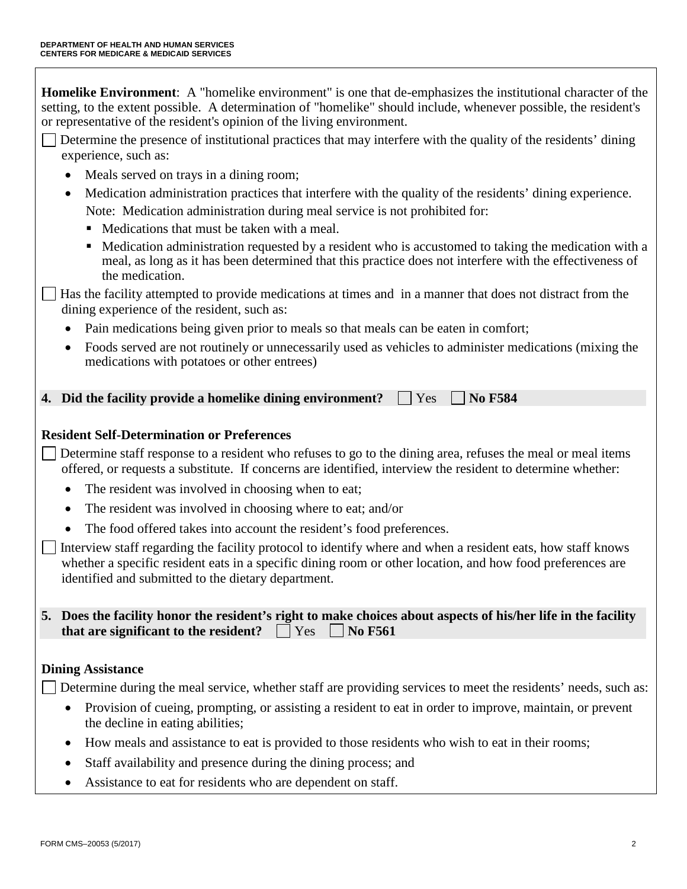**Homelike Environment**: A "homelike environment" is one that de-emphasizes the institutional character of the setting, to the extent possible. A determination of "homelike" should include, whenever possible, the resident's or representative of the resident's opinion of the living environment.

☐ Determine the presence of institutional practices that may interfere with the quality of the residents' dining experience, such as:

- Meals served on trays in a dining room;
- Medication administration practices that interfere with the quality of the residents' dining experience.
  Note: Medication administration during meal service is not prohibited for:
  - Medications that must be taken with a meal.
  - Medication administration requested by a resident who is accustomed to taking the medication with a meal, as long as it has been determined that this practice does not interfere with the effectiveness of the medication.

☐ Has the facility attempted to provide medications at times and in a manner that does not distract from the dining experience of the resident, such as:

- Pain medications being given prior to meals so that meals can be eaten in comfort;
- Foods served are not routinely or unnecessarily used as vehicles to administer medications (mixing the medications with potatoes or other entrees)

**4. Did the facility provide a homelike dining environment?** ☐ Yes ☐ **No F584**

**Resident Self-Determination or Preferences**

☐ Determine staff response to a resident who refuses to go to the dining area, refuses the meal or meal items offered, or requests a substitute. If concerns are identified, interview the resident to determine whether:

- The resident was involved in choosing when to eat;
- The resident was involved in choosing where to eat; and/or
- The food offered takes into account the resident's food preferences.

☐ Interview staff regarding the facility protocol to identify where and when a resident eats, how staff knows whether a specific resident eats in a specific dining room or other location, and how food preferences are identified and submitted to the dietary department.

**5. Does the facility honor the resident's right to make choices about aspects of his/her life in the facility that are significant to the resident?** ☐ Yes ☐ **No F561**

**Dining Assistance**

☐ Determine during the meal service, whether staff are providing services to meet the residents' needs, such as:

- Provision of cueing, prompting, or assisting a resident to eat in order to improve, maintain, or prevent the decline in eating abilities;
- How meals and assistance to eat is provided to those residents who wish to eat in their rooms;
- Staff availability and presence during the dining process; and
- Assistance to eat for residents who are dependent on staff.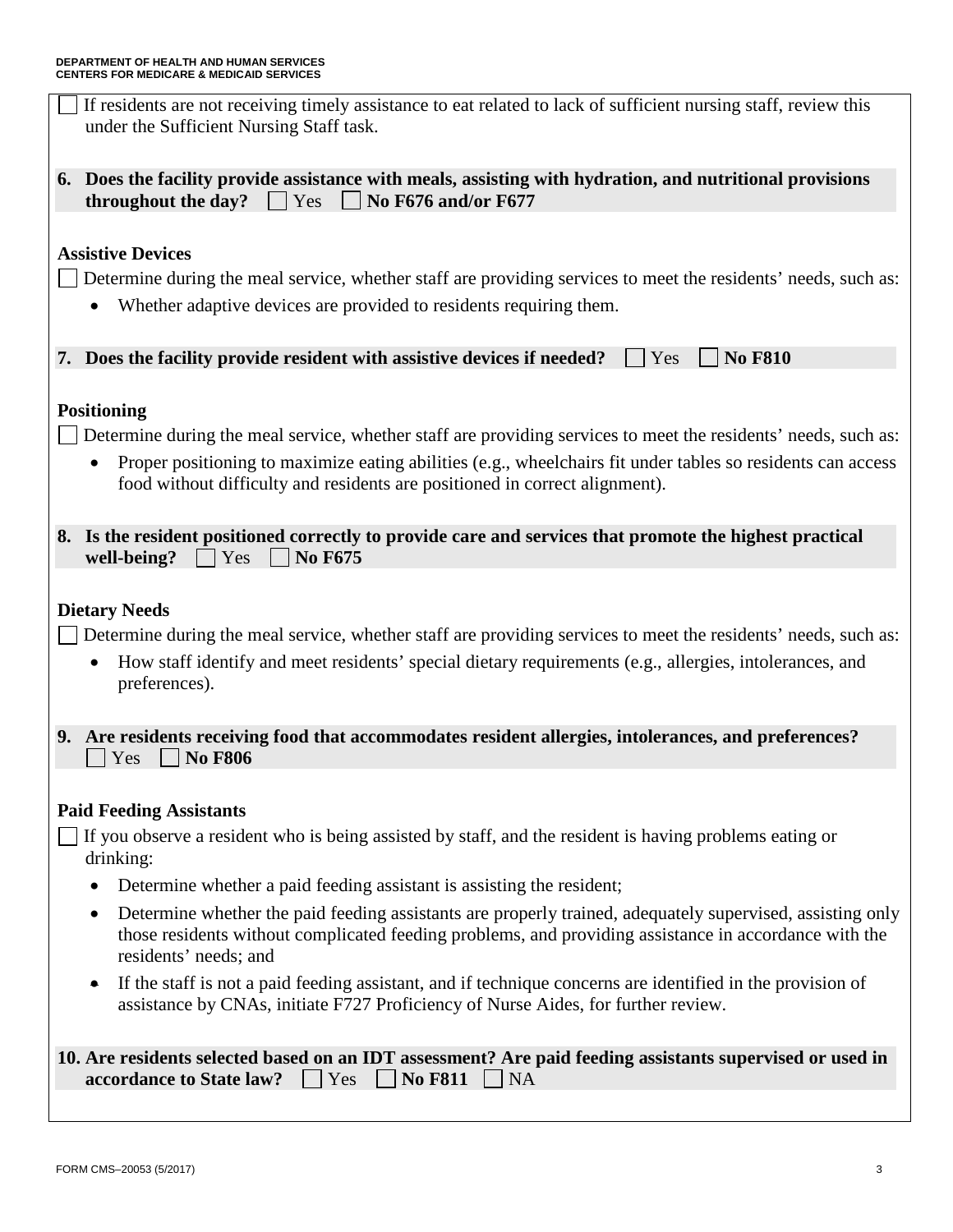☐ If residents are not receiving timely assistance to eat related to lack of sufficient nursing staff, review this under the Sufficient Nursing Staff task.

**6. Does the facility provide assistance with meals, assisting with hydration, and nutritional provisions throughout the day?** ☐ Yes ☐ **No F676 and/or F677**

**Assistive Devices**

☐ Determine during the meal service, whether staff are providing services to meet the residents' needs, such as:

- Whether adaptive devices are provided to residents requiring them.

**7. Does the facility provide resident with assistive devices if needed?** ☐ Yes ☐ **No F810**

**Positioning**

☐ Determine during the meal service, whether staff are providing services to meet the residents' needs, such as:

- Proper positioning to maximize eating abilities (e.g., wheelchairs fit under tables so residents can access food without difficulty and residents are positioned in correct alignment).

**8. Is the resident positioned correctly to provide care and services that promote the highest practical well-being?** ☐ Yes ☐ **No F675**

**Dietary Needs**

☐ Determine during the meal service, whether staff are providing services to meet the residents' needs, such as:

- How staff identify and meet residents' special dietary requirements (e.g., allergies, intolerances, and preferences).

**9. Are residents receiving food that accommodates resident allergies, intolerances, and preferences?** ☐ Yes ☐ **No F806**

**Paid Feeding Assistants**

☐ If you observe a resident who is being assisted by staff, and the resident is having problems eating or drinking:

- Determine whether a paid feeding assistant is assisting the resident;
- Determine whether the paid feeding assistants are properly trained, adequately supervised, assisting only those residents without complicated feeding problems, and providing assistance in accordance with the residents' needs; and
- If the staff is not a paid feeding assistant, and if technique concerns are identified in the provision of assistance by CNAs, initiate F727 Proficiency of Nurse Aides, for further review.

**10. Are residents selected based on an IDT assessment? Are paid feeding assistants supervised or used in accordance to State law?** ☐ Yes ☐ **No F811** ☐ NA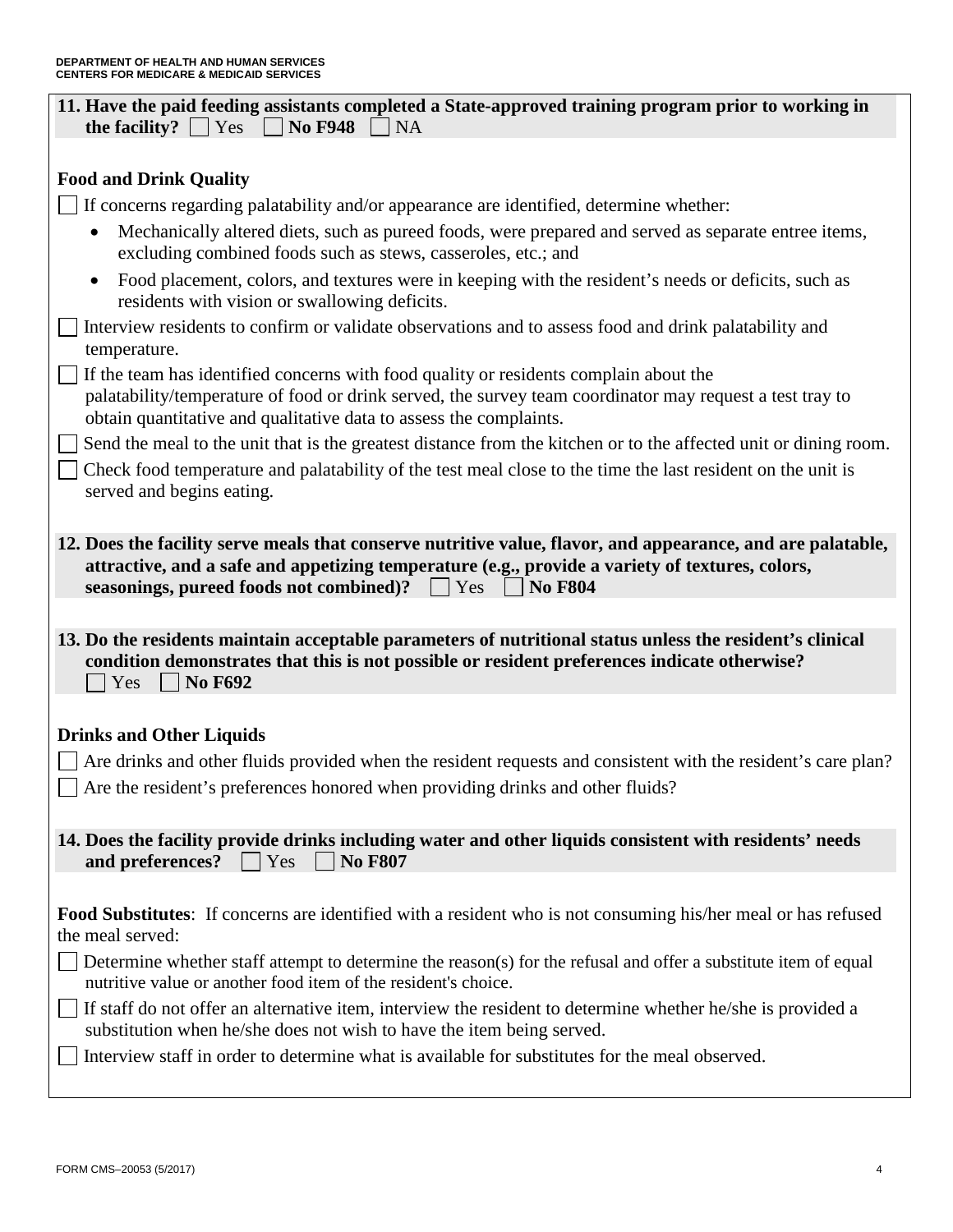**11. Have the paid feeding assistants completed a State-approved training program prior to working in the facility?** ☐ Yes ☐ **No F948** ☐ NA

**Food and Drink Quality**

☐ If concerns regarding palatability and/or appearance are identified, determine whether:

- Mechanically altered diets, such as pureed foods, were prepared and served as separate entree items, excluding combined foods such as stews, casseroles, etc.; and
- Food placement, colors, and textures were in keeping with the resident's needs or deficits, such as residents with vision or swallowing deficits.

☐ Interview residents to confirm or validate observations and to assess food and drink palatability and temperature.

☐ If the team has identified concerns with food quality or residents complain about the palatability/temperature of food or drink served, the survey team coordinator may request a test tray to obtain quantitative and qualitative data to assess the complaints.

☐ Send the meal to the unit that is the greatest distance from the kitchen or to the affected unit or dining room.

☐ Check food temperature and palatability of the test meal close to the time the last resident on the unit is served and begins eating.

**12. Does the facility serve meals that conserve nutritive value, flavor, and appearance, and are palatable, attractive, and a safe and appetizing temperature (e.g., provide a variety of textures, colors, seasonings, pureed foods not combined)?** ☐ Yes ☐ **No F804**

**13. Do the residents maintain acceptable parameters of nutritional status unless the resident's clinical condition demonstrates that this is not possible or resident preferences indicate otherwise?** ☐ Yes ☐ **No F692**

**Drinks and Other Liquids**

☐ Are drinks and other fluids provided when the resident requests and consistent with the resident's care plan?

☐ Are the resident's preferences honored when providing drinks and other fluids?

**14. Does the facility provide drinks including water and other liquids consistent with residents' needs and preferences?** ☐ Yes ☐ **No F807**

**Food Substitutes**: If concerns are identified with a resident who is not consuming his/her meal or has refused the meal served:

☐ Determine whether staff attempt to determine the reason(s) for the refusal and offer a substitute item of equal nutritive value or another food item of the resident's choice.

☐ If staff do not offer an alternative item, interview the resident to determine whether he/she is provided a substitution when he/she does not wish to have the item being served.

☐ Interview staff in order to determine what is available for substitutes for the meal observed.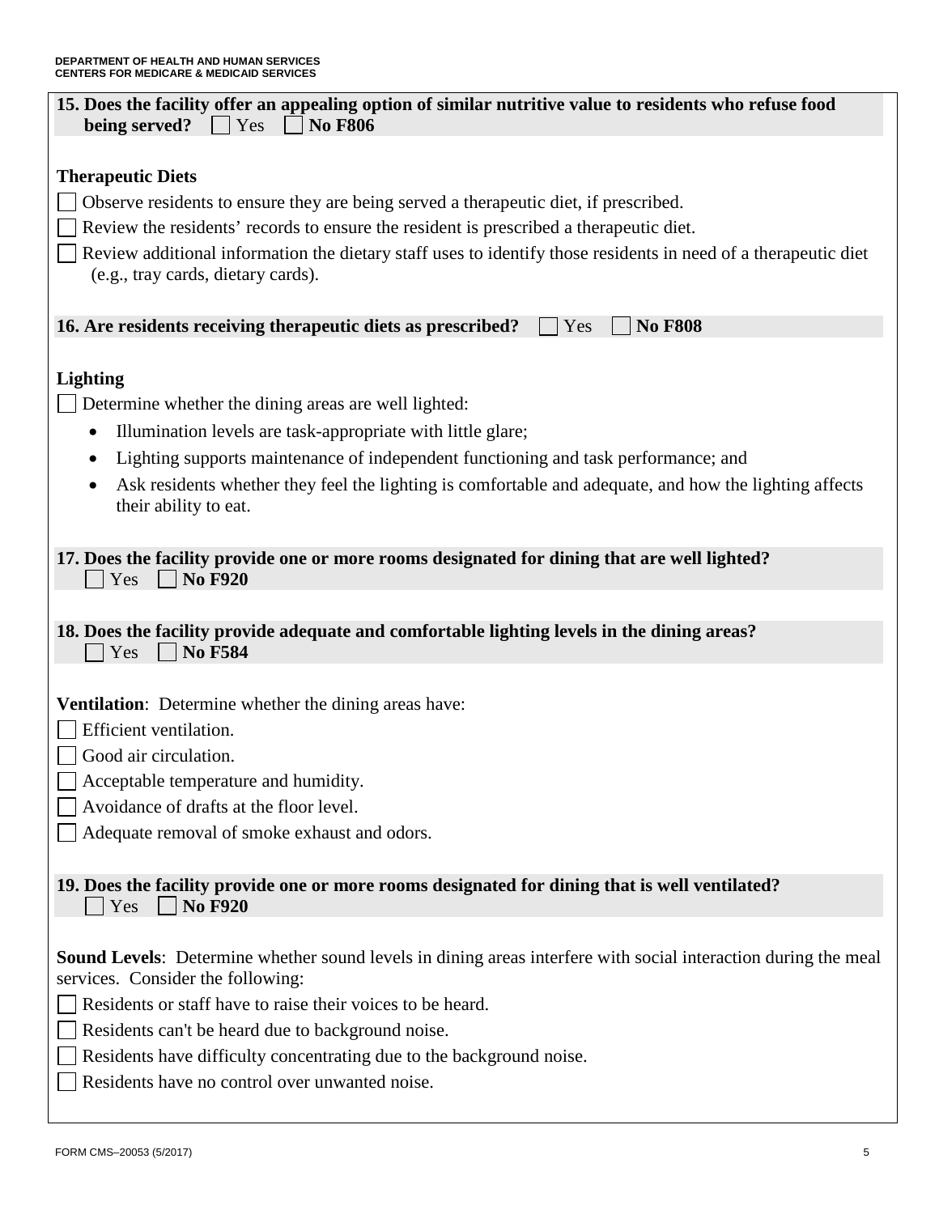**15. Does the facility offer an appealing option of similar nutritive value to residents who refuse food being served?** ☐ Yes ☐ **No F806**

**Therapeutic Diets**

☐ Observe residents to ensure they are being served a therapeutic diet, if prescribed.

☐ Review the residents' records to ensure the resident is prescribed a therapeutic diet.

☐ Review additional information the dietary staff uses to identify those residents in need of a therapeutic diet (e.g., tray cards, dietary cards).

**16. Are residents receiving therapeutic diets as prescribed?** ☐ Yes ☐ **No F808**

**Lighting**

☐ Determine whether the dining areas are well lighted:

- Illumination levels are task-appropriate with little glare;
- Lighting supports maintenance of independent functioning and task performance; and
- Ask residents whether they feel the lighting is comfortable and adequate, and how the lighting affects their ability to eat.

**17. Does the facility provide one or more rooms designated for dining that are well lighted?**
☐ Yes ☐ **No F920**

**18. Does the facility provide adequate and comfortable lighting levels in the dining areas?**
☐ Yes ☐ **No F584**

**Ventilation**: Determine whether the dining areas have:

☐ Efficient ventilation.

☐ Good air circulation.

☐ Acceptable temperature and humidity.

☐ Avoidance of drafts at the floor level.

☐ Adequate removal of smoke exhaust and odors.

**19. Does the facility provide one or more rooms designated for dining that is well ventilated?**
☐ Yes ☐ **No F920**

**Sound Levels**: Determine whether sound levels in dining areas interfere with social interaction during the meal services. Consider the following:

☐ Residents or staff have to raise their voices to be heard.

☐ Residents can't be heard due to background noise.

☐ Residents have difficulty concentrating due to the background noise.

☐ Residents have no control over unwanted noise.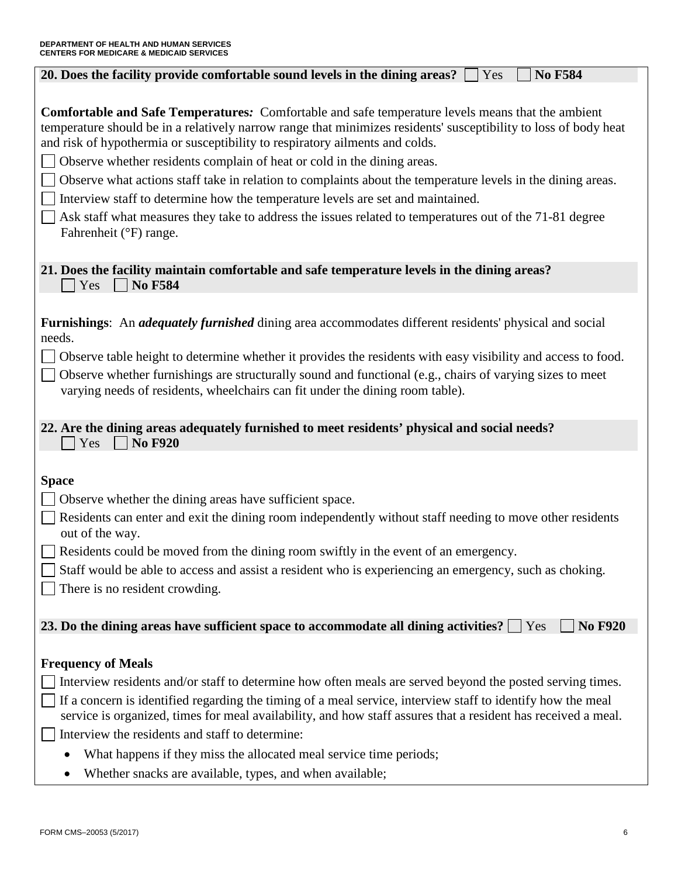**20. Does the facility provide comfortable sound levels in the dining areas?** ☐ Yes ☐ **No F584**

**Comfortable and Safe Temperatures*:*** Comfortable and safe temperature levels means that the ambient temperature should be in a relatively narrow range that minimizes residents' susceptibility to loss of body heat and risk of hypothermia or susceptibility to respiratory ailments and colds.

☐ Observe whether residents complain of heat or cold in the dining areas.

☐ Observe what actions staff take in relation to complaints about the temperature levels in the dining areas.

☐ Interview staff to determine how the temperature levels are set and maintained.

☐ Ask staff what measures they take to address the issues related to temperatures out of the 71-81 degree Fahrenheit (°F) range.

**21. Does the facility maintain comfortable and safe temperature levels in the dining areas?**
☐ Yes ☐ **No F584**

**Furnishings**: An ***adequately furnished*** dining area accommodates different residents' physical and social needs.

☐ Observe table height to determine whether it provides the residents with easy visibility and access to food.

☐ Observe whether furnishings are structurally sound and functional (e.g., chairs of varying sizes to meet varying needs of residents, wheelchairs can fit under the dining room table).

**22. Are the dining areas adequately furnished to meet residents' physical and social needs?**
☐ Yes ☐ **No F920**

**Space**

☐ Observe whether the dining areas have sufficient space.

☐ Residents can enter and exit the dining room independently without staff needing to move other residents out of the way.

☐ Residents could be moved from the dining room swiftly in the event of an emergency.

☐ Staff would be able to access and assist a resident who is experiencing an emergency, such as choking.

☐ There is no resident crowding.

**23. Do the dining areas have sufficient space to accommodate all dining activities?** ☐ Yes ☐ **No F920**

**Frequency of Meals**

☐ Interview residents and/or staff to determine how often meals are served beyond the posted serving times.

☐ If a concern is identified regarding the timing of a meal service, interview staff to identify how the meal service is organized, times for meal availability, and how staff assures that a resident has received a meal.

☐ Interview the residents and staff to determine:

- What happens if they miss the allocated meal service time periods;
- Whether snacks are available, types, and when available;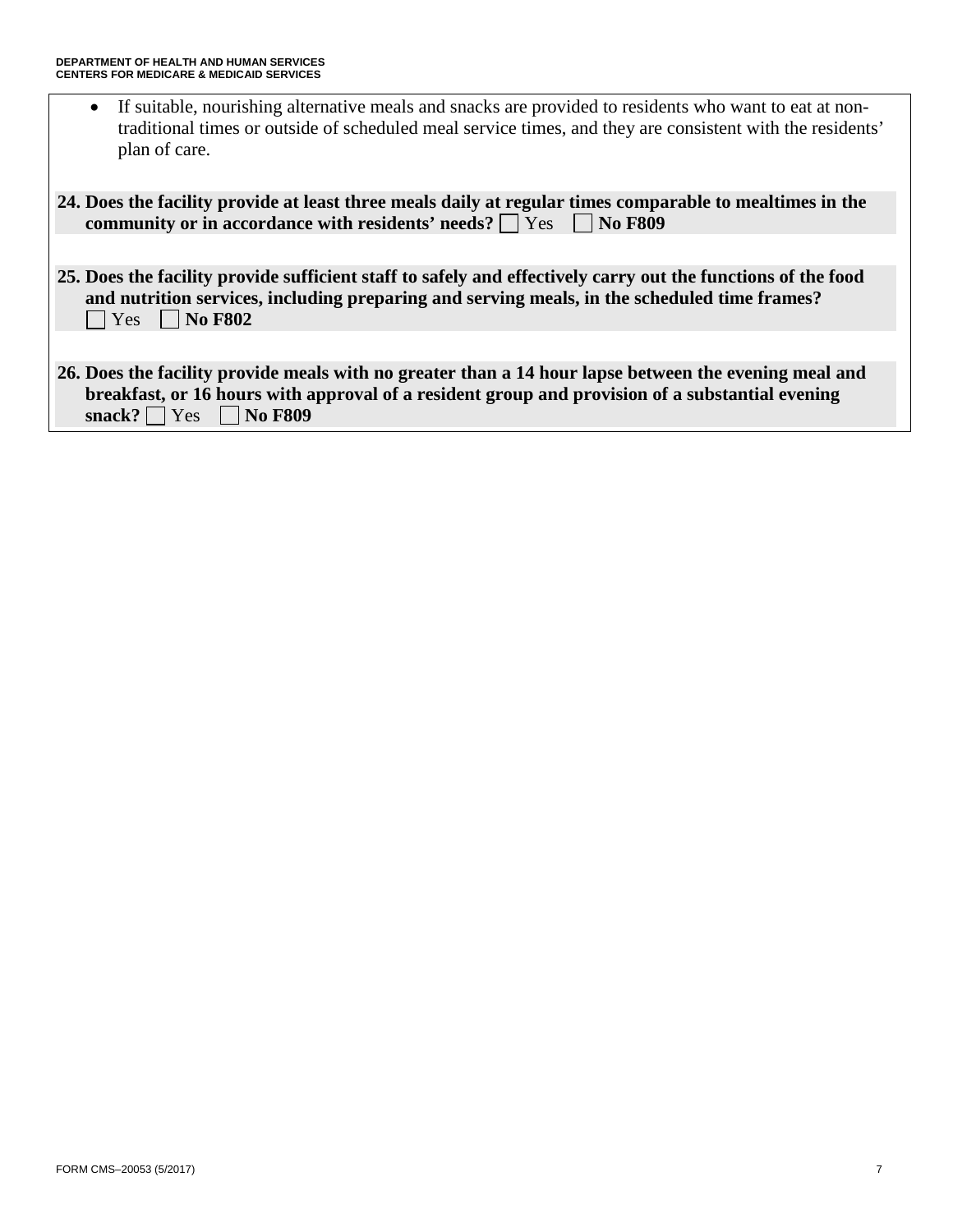- If suitable, nourishing alternative meals and snacks are provided to residents who want to eat at non-traditional times or outside of scheduled meal service times, and they are consistent with the residents' plan of care.

**24. Does the facility provide at least three meals daily at regular times comparable to mealtimes in the community or in accordance with residents' needs?** ☐ Yes ☐ **No F809**

**25. Does the facility provide sufficient staff to safely and effectively carry out the functions of the food and nutrition services, including preparing and serving meals, in the scheduled time frames?** ☐ Yes ☐ **No F802**

**26. Does the facility provide meals with no greater than a 14 hour lapse between the evening meal and breakfast, or 16 hours with approval of a resident group and provision of a substantial evening snack?** ☐ Yes ☐ **No F809**